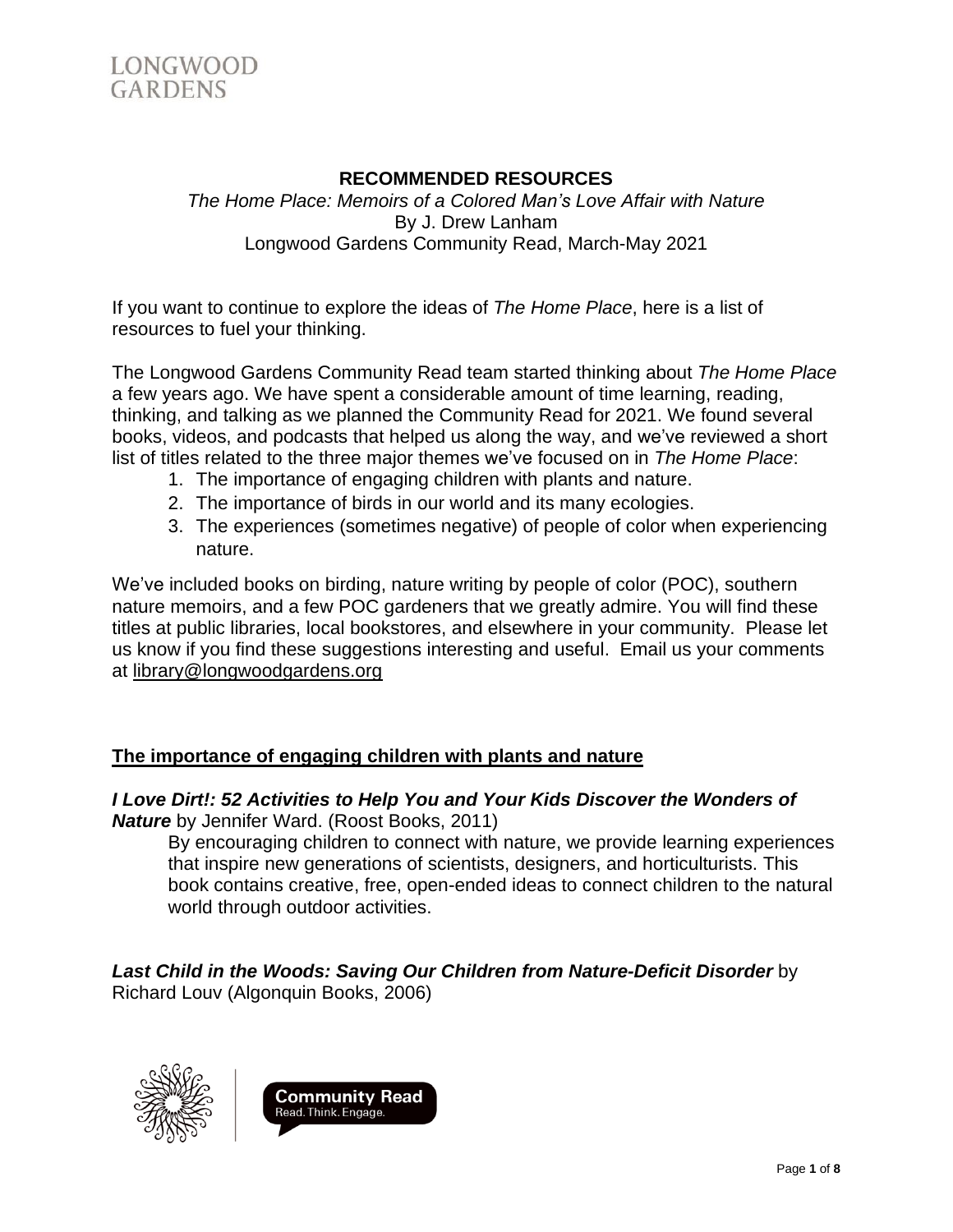LONGWOOD GARDENS

# RECOMMENDED RESOURCES

*The Home Place: Memoirs of a Colored Man's Love Affair with Nature*
By J. Drew Lanham
Longwood Gardens Community Read, March-May 2021

If you want to continue to explore the ideas of *The Home Place*, here is a list of resources to fuel your thinking.

The Longwood Gardens Community Read team started thinking about *The Home Place* a few years ago. We have spent a considerable amount of time learning, reading, thinking, and talking as we planned the Community Read for 2021. We found several books, videos, and podcasts that helped us along the way, and we've reviewed a short list of titles related to the three major themes we've focused on in *The Home Place*:

1. The importance of engaging children with plants and nature.
2. The importance of birds in our world and its many ecologies.
3. The experiences (sometimes negative) of people of color when experiencing nature.

We've included books on birding, nature writing by people of color (POC), southern nature memoirs, and a few POC gardeners that we greatly admire. You will find these titles at public libraries, local bookstores, and elsewhere in your community. Please let us know if you find these suggestions interesting and useful. Email us your comments at library@longwoodgardens.org

## The importance of engaging children with plants and nature

***I Love Dirt!: 52 Activities to Help You and Your Kids Discover the Wonders of Nature*** by Jennifer Ward. (Roost Books, 2011)

By encouraging children to connect with nature, we provide learning experiences that inspire new generations of scientists, designers, and horticulturists. This book contains creative, free, open-ended ideas to connect children to the natural world through outdoor activities.

***Last Child in the Woods: Saving Our Children from Nature-Deficit Disorder*** by Richard Louv (Algonquin Books, 2006)

Community Read
Read. Think. Engage.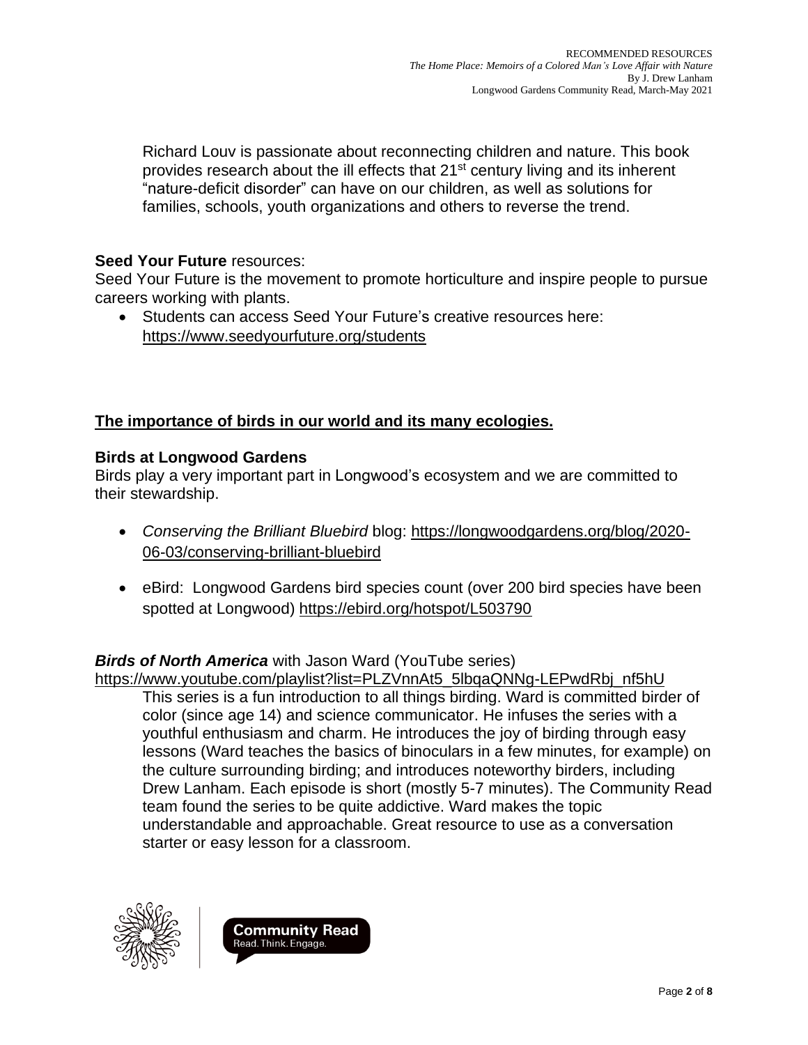Richard Louv is passionate about reconnecting children and nature. This book provides research about the ill effects that 21st century living and its inherent "nature-deficit disorder" can have on our children, as well as solutions for families, schools, youth organizations and others to reverse the trend.

**Seed Your Future** resources:

Seed Your Future is the movement to promote horticulture and inspire people to pursue careers working with plants.

- Students can access Seed Your Future's creative resources here: https://www.seedyourfuture.org/students

## The importance of birds in our world and its many ecologies.

### Birds at Longwood Gardens

Birds play a very important part in Longwood's ecosystem and we are committed to their stewardship.

- *Conserving the Brilliant Bluebird* blog: https://longwoodgardens.org/blog/2020-06-03/conserving-brilliant-bluebird
- eBird: Longwood Gardens bird species count (over 200 bird species have been spotted at Longwood) https://ebird.org/hotspot/L503790

***Birds of North America*** with Jason Ward (YouTube series)
https://www.youtube.com/playlist?list=PLZVnnAt5_5lbqaQNNg-LEPwdRbj_nf5hU

This series is a fun introduction to all things birding. Ward is committed birder of color (since age 14) and science communicator. He infuses the series with a youthful enthusiasm and charm. He introduces the joy of birding through easy lessons (Ward teaches the basics of binoculars in a few minutes, for example) on the culture surrounding birding; and introduces noteworthy birders, including Drew Lanham. Each episode is short (mostly 5-7 minutes). The Community Read team found the series to be quite addictive. Ward makes the topic understandable and approachable. Great resource to use as a conversation starter or easy lesson for a classroom.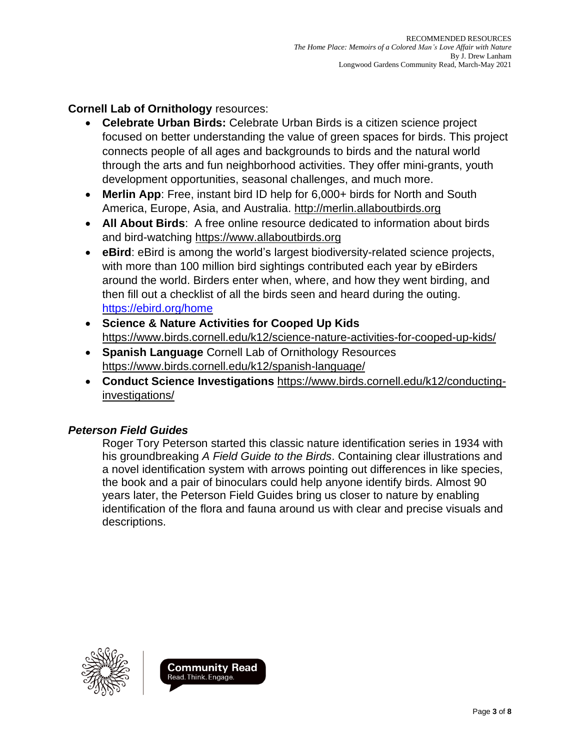**Cornell Lab of Ornithology** resources:

- **Celebrate Urban Birds:** Celebrate Urban Birds is a citizen science project focused on better understanding the value of green spaces for birds. This project connects people of all ages and backgrounds to birds and the natural world through the arts and fun neighborhood activities. They offer mini-grants, youth development opportunities, seasonal challenges, and much more.
- **Merlin App**: Free, instant bird ID help for 6,000+ birds for North and South America, Europe, Asia, and Australia. http://merlin.allaboutbirds.org
- **All About Birds**: A free online resource dedicated to information about birds and bird-watching https://www.allaboutbirds.org
- **eBird**: eBird is among the world's largest biodiversity-related science projects, with more than 100 million bird sightings contributed each year by eBirders around the world. Birders enter when, where, and how they went birding, and then fill out a checklist of all the birds seen and heard during the outing. https://ebird.org/home
- **Science & Nature Activities for Cooped Up Kids** https://www.birds.cornell.edu/k12/science-nature-activities-for-cooped-up-kids/
- **Spanish Language** Cornell Lab of Ornithology Resources https://www.birds.cornell.edu/k12/spanish-language/
- **Conduct Science Investigations** https://www.birds.cornell.edu/k12/conducting-investigations/

***Peterson Field Guides***

Roger Tory Peterson started this classic nature identification series in 1934 with his groundbreaking *A Field Guide to the Birds*. Containing clear illustrations and a novel identification system with arrows pointing out differences in like species, the book and a pair of binoculars could help anyone identify birds. Almost 90 years later, the Peterson Field Guides bring us closer to nature by enabling identification of the flora and fauna around us with clear and precise visuals and descriptions.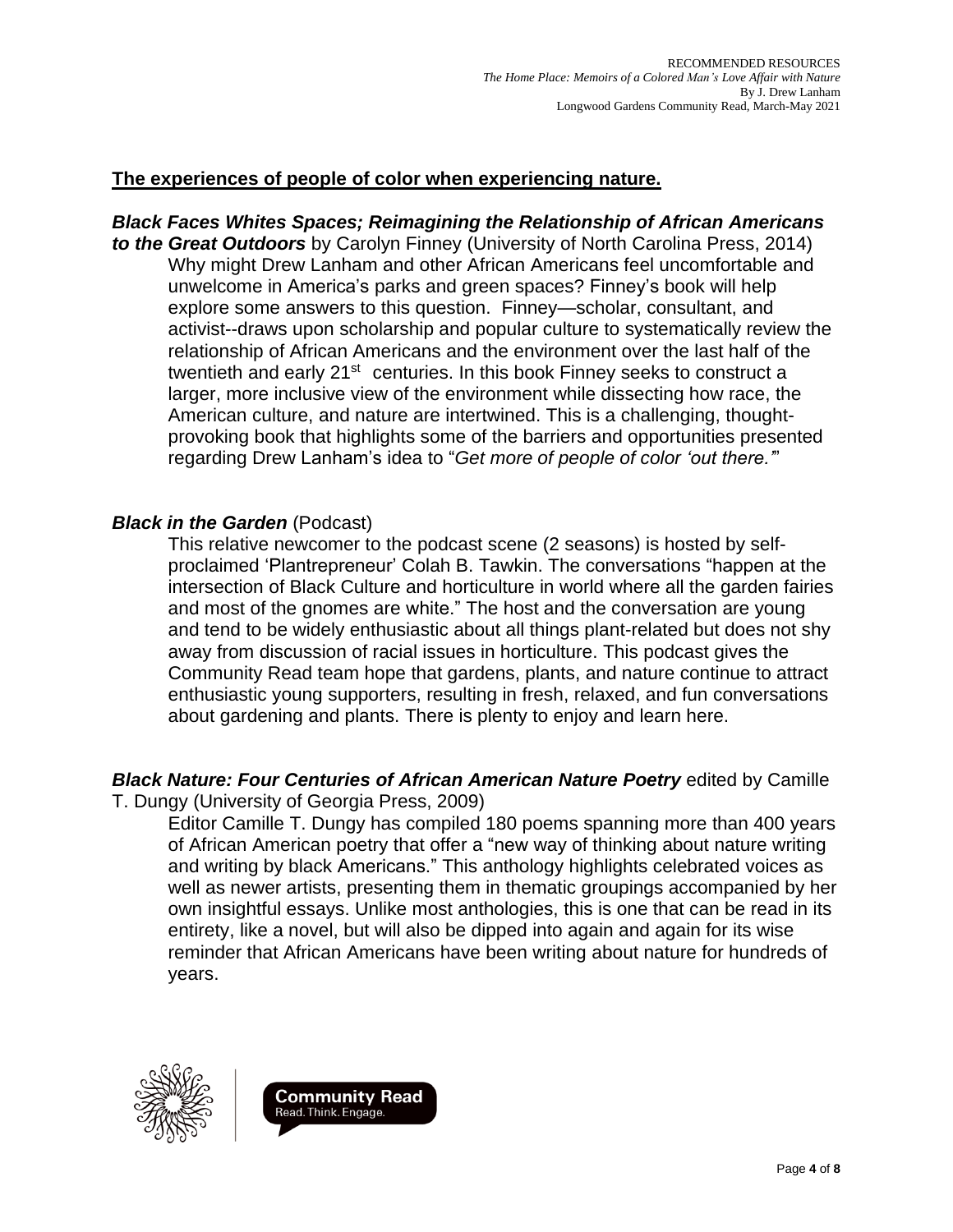## The experiences of people of color when experiencing nature.

***Black Faces Whites Spaces; Reimagining the Relationship of African Americans to the Great Outdoors*** by Carolyn Finney (University of North Carolina Press, 2014)

Why might Drew Lanham and other African Americans feel uncomfortable and unwelcome in America's parks and green spaces? Finney's book will help explore some answers to this question. Finney—scholar, consultant, and activist--draws upon scholarship and popular culture to systematically review the relationship of African Americans and the environment over the last half of the twentieth and early 21st centuries. In this book Finney seeks to construct a larger, more inclusive view of the environment while dissecting how race, the American culture, and nature are intertwined. This is a challenging, thought-provoking book that highlights some of the barriers and opportunities presented regarding Drew Lanham's idea to "*Get more of people of color 'out there.'*"

***Black in the Garden*** (Podcast)

This relative newcomer to the podcast scene (2 seasons) is hosted by self-proclaimed 'Plantrepreneur' Colah B. Tawkin. The conversations "happen at the intersection of Black Culture and horticulture in world where all the garden fairies and most of the gnomes are white." The host and the conversation are young and tend to be widely enthusiastic about all things plant-related but does not shy away from discussion of racial issues in horticulture. This podcast gives the Community Read team hope that gardens, plants, and nature continue to attract enthusiastic young supporters, resulting in fresh, relaxed, and fun conversations about gardening and plants. There is plenty to enjoy and learn here.

***Black Nature: Four Centuries of African American Nature Poetry*** edited by Camille T. Dungy (University of Georgia Press, 2009)

Editor Camille T. Dungy has compiled 180 poems spanning more than 400 years of African American poetry that offer a "new way of thinking about nature writing and writing by black Americans." This anthology highlights celebrated voices as well as newer artists, presenting them in thematic groupings accompanied by her own insightful essays. Unlike most anthologies, this is one that can be read in its entirety, like a novel, but will also be dipped into again and again for its wise reminder that African Americans have been writing about nature for hundreds of years.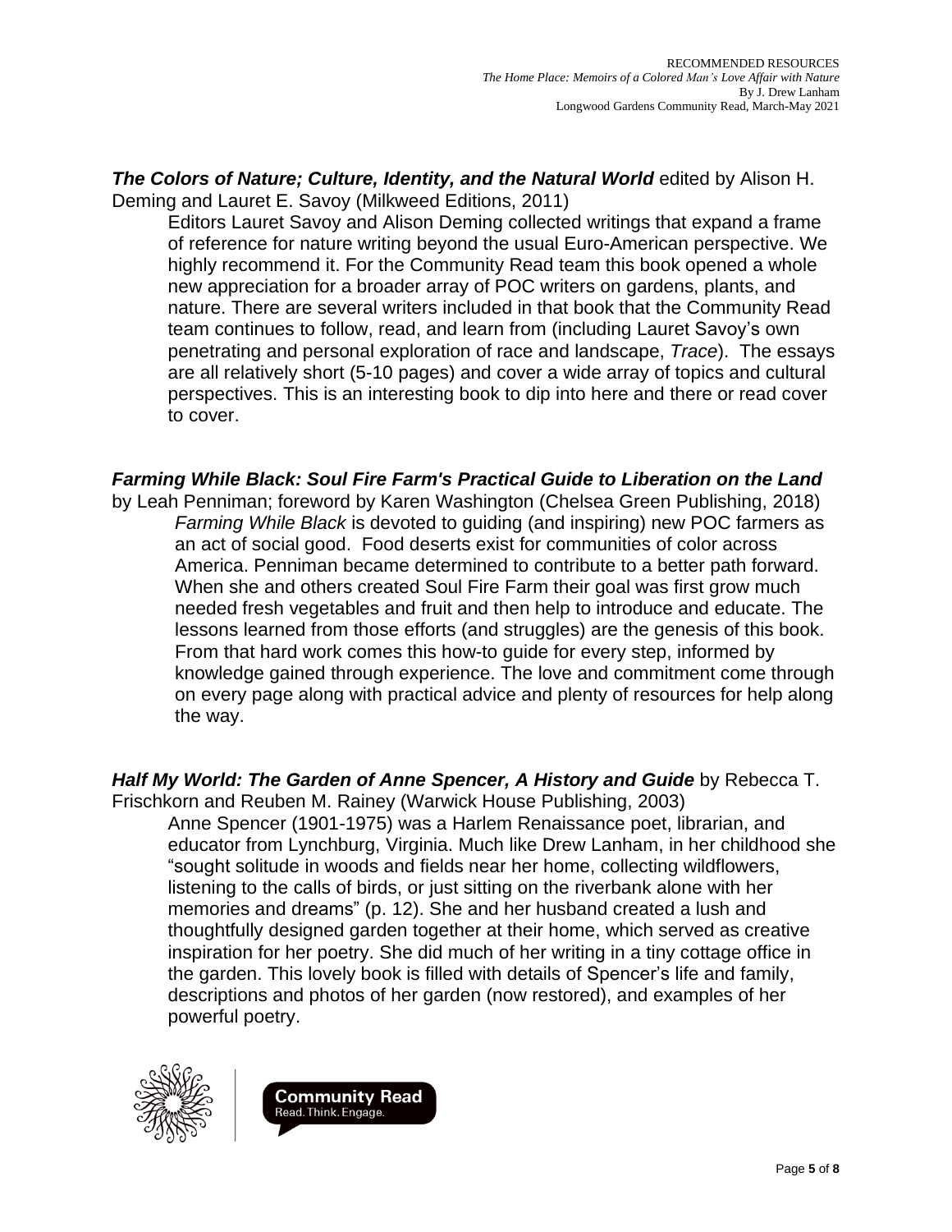***The Colors of Nature; Culture, Identity, and the Natural World*** edited by Alison H. Deming and Lauret E. Savoy (Milkweed Editions, 2011)

Editors Lauret Savoy and Alison Deming collected writings that expand a frame of reference for nature writing beyond the usual Euro-American perspective. We highly recommend it. For the Community Read team this book opened a whole new appreciation for a broader array of POC writers on gardens, plants, and nature. There are several writers included in that book that the Community Read team continues to follow, read, and learn from (including Lauret Savoy's own penetrating and personal exploration of race and landscape, *Trace*). The essays are all relatively short (5-10 pages) and cover a wide array of topics and cultural perspectives. This is an interesting book to dip into here and there or read cover to cover.

***Farming While Black: Soul Fire Farm's Practical Guide to Liberation on the Land*** by Leah Penniman; foreword by Karen Washington (Chelsea Green Publishing, 2018)

*Farming While Black* is devoted to guiding (and inspiring) new POC farmers as an act of social good. Food deserts exist for communities of color across America. Penniman became determined to contribute to a better path forward. When she and others created Soul Fire Farm their goal was first grow much needed fresh vegetables and fruit and then help to introduce and educate. The lessons learned from those efforts (and struggles) are the genesis of this book. From that hard work comes this how-to guide for every step, informed by knowledge gained through experience. The love and commitment come through on every page along with practical advice and plenty of resources for help along the way.

***Half My World: The Garden of Anne Spencer, A History and Guide*** by Rebecca T. Frischkorn and Reuben M. Rainey (Warwick House Publishing, 2003)

Anne Spencer (1901-1975) was a Harlem Renaissance poet, librarian, and educator from Lynchburg, Virginia. Much like Drew Lanham, in her childhood she "sought solitude in woods and fields near her home, collecting wildflowers, listening to the calls of birds, or just sitting on the riverbank alone with her memories and dreams" (p. 12). She and her husband created a lush and thoughtfully designed garden together at their home, which served as creative inspiration for her poetry. She did much of her writing in a tiny cottage office in the garden. This lovely book is filled with details of Spencer's life and family, descriptions and photos of her garden (now restored), and examples of her powerful poetry.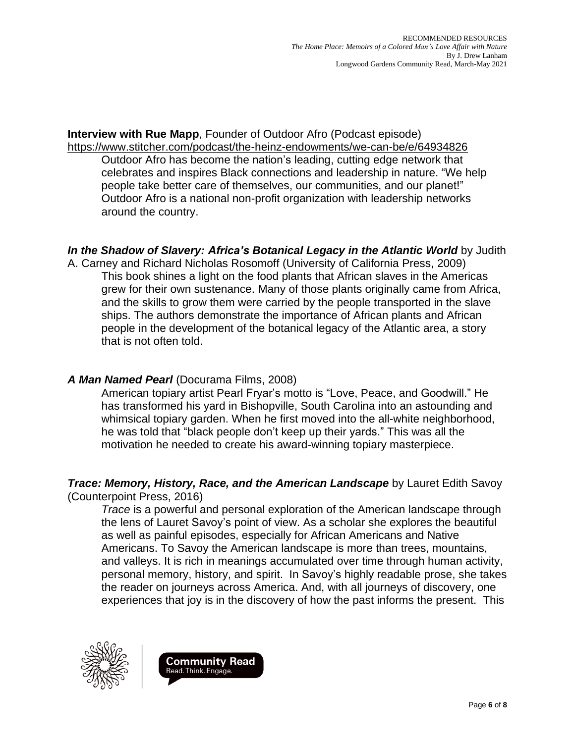**Interview with Rue Mapp**, Founder of Outdoor Afro (Podcast episode)
https://www.stitcher.com/podcast/the-heinz-endowments/we-can-be/e/64934826

Outdoor Afro has become the nation's leading, cutting edge network that celebrates and inspires Black connections and leadership in nature. "We help people take better care of themselves, our communities, and our planet!" Outdoor Afro is a national non-profit organization with leadership networks around the country.

***In the Shadow of Slavery: Africa's Botanical Legacy in the Atlantic World*** by Judith A. Carney and Richard Nicholas Rosomoff (University of California Press, 2009)

This book shines a light on the food plants that African slaves in the Americas grew for their own sustenance. Many of those plants originally came from Africa, and the skills to grow them were carried by the people transported in the slave ships. The authors demonstrate the importance of African plants and African people in the development of the botanical legacy of the Atlantic area, a story that is not often told.

***A Man Named Pearl*** (Docurama Films, 2008)

American topiary artist Pearl Fryar's motto is "Love, Peace, and Goodwill." He has transformed his yard in Bishopville, South Carolina into an astounding and whimsical topiary garden. When he first moved into the all-white neighborhood, he was told that "black people don't keep up their yards." This was all the motivation he needed to create his award-winning topiary masterpiece.

***Trace: Memory, History, Race, and the American Landscape*** by Lauret Edith Savoy (Counterpoint Press, 2016)

*Trace* is a powerful and personal exploration of the American landscape through the lens of Lauret Savoy's point of view. As a scholar she explores the beautiful as well as painful episodes, especially for African Americans and Native Americans. To Savoy the American landscape is more than trees, mountains, and valleys. It is rich in meanings accumulated over time through human activity, personal memory, history, and spirit. In Savoy's highly readable prose, she takes the reader on journeys across America. And, with all journeys of discovery, one experiences that joy is in the discovery of how the past informs the present. This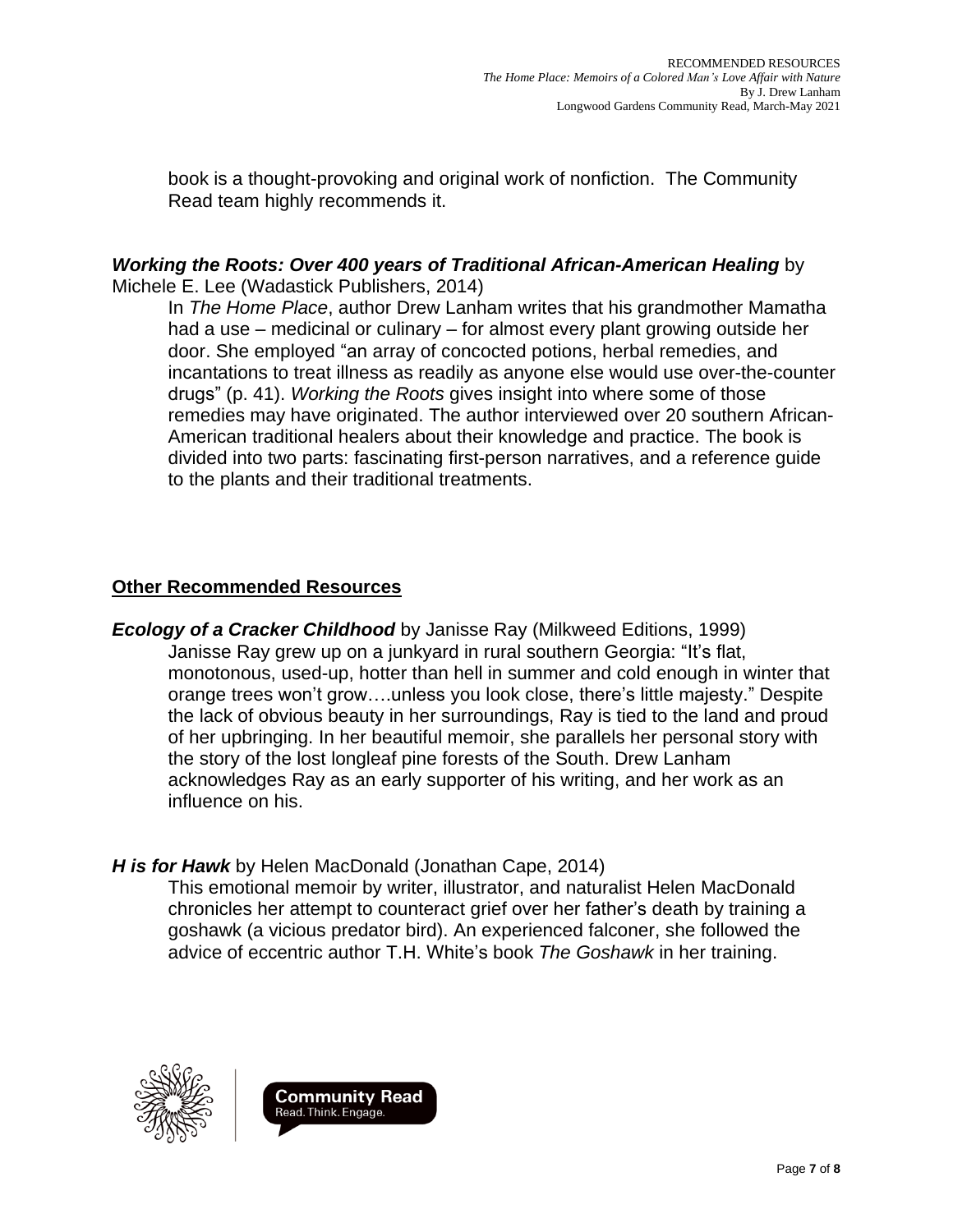book is a thought-provoking and original work of nonfiction. The Community Read team highly recommends it.

***Working the Roots: Over 400 years of Traditional African-American Healing*** by Michele E. Lee (Wadastick Publishers, 2014)

In *The Home Place*, author Drew Lanham writes that his grandmother Mamatha had a use – medicinal or culinary – for almost every plant growing outside her door. She employed "an array of concocted potions, herbal remedies, and incantations to treat illness as readily as anyone else would use over-the-counter drugs" (p. 41). *Working the Roots* gives insight into where some of those remedies may have originated. The author interviewed over 20 southern African-American traditional healers about their knowledge and practice. The book is divided into two parts: fascinating first-person narratives, and a reference guide to the plants and their traditional treatments.

## Other Recommended Resources

***Ecology of a Cracker Childhood*** by Janisse Ray (Milkweed Editions, 1999)

Janisse Ray grew up on a junkyard in rural southern Georgia: "It's flat, monotonous, used-up, hotter than hell in summer and cold enough in winter that orange trees won't grow….unless you look close, there's little majesty." Despite the lack of obvious beauty in her surroundings, Ray is tied to the land and proud of her upbringing. In her beautiful memoir, she parallels her personal story with the story of the lost longleaf pine forests of the South. Drew Lanham acknowledges Ray as an early supporter of his writing, and her work as an influence on his.

***H is for Hawk*** by Helen MacDonald (Jonathan Cape, 2014)

This emotional memoir by writer, illustrator, and naturalist Helen MacDonald chronicles her attempt to counteract grief over her father's death by training a goshawk (a vicious predator bird). An experienced falconer, she followed the advice of eccentric author T.H. White's book *The Goshawk* in her training.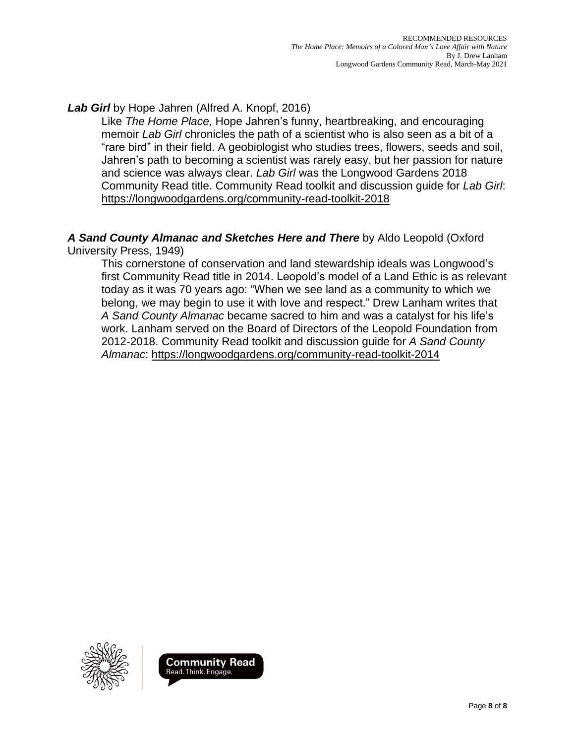***Lab Girl*** by Hope Jahren (Alfred A. Knopf, 2016)

Like *The Home Place,* Hope Jahren's funny, heartbreaking, and encouraging memoir *Lab Girl* chronicles the path of a scientist who is also seen as a bit of a "rare bird" in their field. A geobiologist who studies trees, flowers, seeds and soil, Jahren's path to becoming a scientist was rarely easy, but her passion for nature and science was always clear. *Lab Girl* was the Longwood Gardens 2018 Community Read title. Community Read toolkit and discussion guide for *Lab Girl*: https://longwoodgardens.org/community-read-toolkit-2018

***A Sand County Almanac and Sketches Here and There*** by Aldo Leopold (Oxford University Press, 1949)

This cornerstone of conservation and land stewardship ideals was Longwood's first Community Read title in 2014. Leopold's model of a Land Ethic is as relevant today as it was 70 years ago: "When we see land as a community to which we belong, we may begin to use it with love and respect." Drew Lanham writes that *A Sand County Almanac* became sacred to him and was a catalyst for his life's work. Lanham served on the Board of Directors of the Leopold Foundation from 2012-2018. Community Read toolkit and discussion guide for *A Sand County Almanac*: https://longwoodgardens.org/community-read-toolkit-2014